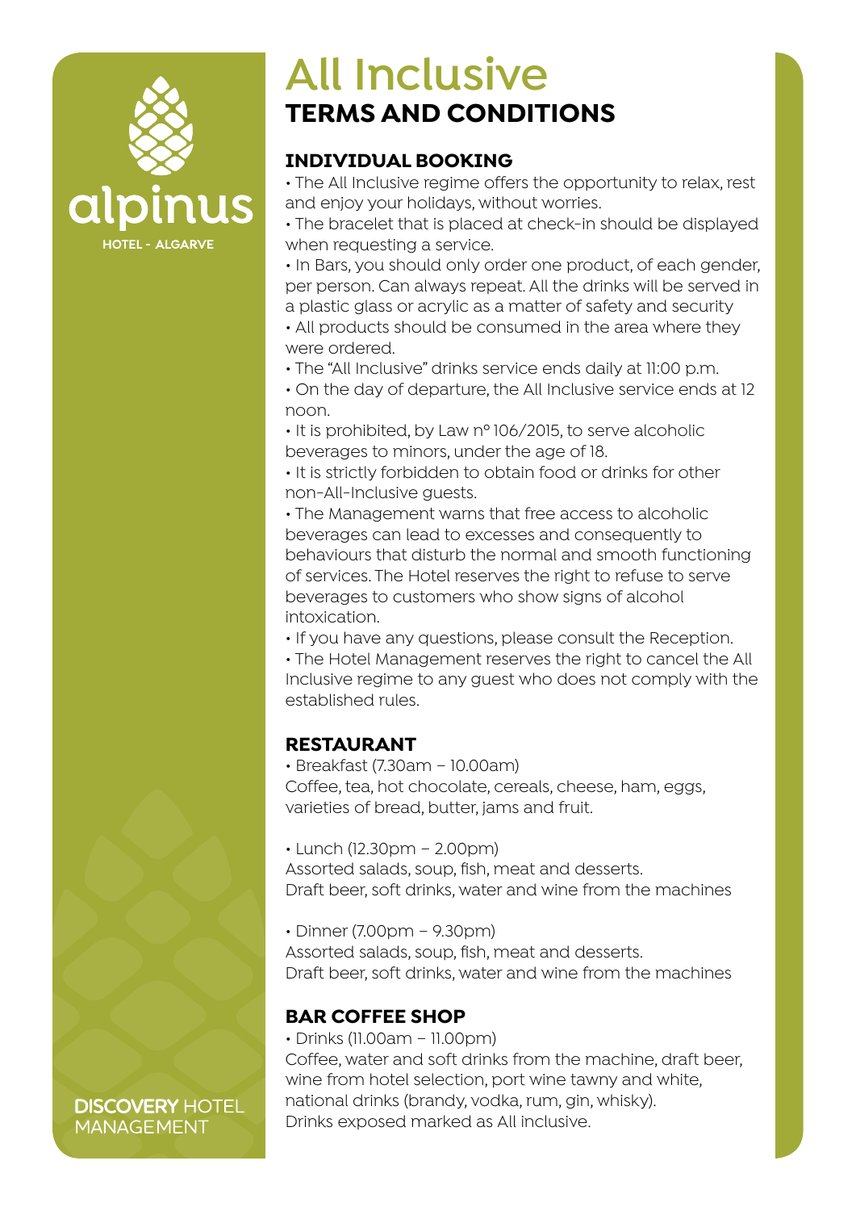alpinus

HOTEL - ALGARVE

# All Inclusive
## TERMS AND CONDITIONS

### INDIVIDUAL BOOKING

- The All Inclusive regime offers the opportunity to relax, rest and enjoy your holidays, without worries.
- The bracelet that is placed at check-in should be displayed when requesting a service.
- In Bars, you should only order one product, of each gender, per person. Can always repeat. All the drinks will be served in a plastic glass or acrylic as a matter of safety and security
- All products should be consumed in the area where they were ordered.
- The "All Inclusive" drinks service ends daily at 11:00 p.m.
- On the day of departure, the All Inclusive service ends at 12 noon.
- It is prohibited, by Law nº 106/2015, to serve alcoholic beverages to minors, under the age of 18.
- It is strictly forbidden to obtain food or drinks for other non-All-Inclusive guests.
- The Management warns that free access to alcoholic beverages can lead to excesses and consequently to behaviours that disturb the normal and smooth functioning of services. The Hotel reserves the right to refuse to serve beverages to customers who show signs of alcohol intoxication.
- If you have any questions, please consult the Reception.
- The Hotel Management reserves the right to cancel the All Inclusive regime to any guest who does not comply with the established rules.

### RESTAURANT

- Breakfast (7.30am – 10.00am)
Coffee, tea, hot chocolate, cereals, cheese, ham, eggs, varieties of bread, butter, jams and fruit.

- Lunch (12.30pm – 2.00pm)
Assorted salads, soup, fish, meat and desserts.
Draft beer, soft drinks, water and wine from the machines

- Dinner (7.00pm – 9.30pm)
Assorted salads, soup, fish, meat and desserts.
Draft beer, soft drinks, water and wine from the machines

### BAR COFFEE SHOP

- Drinks (11.00am – 11.00pm)
Coffee, water and soft drinks from the machine, draft beer, wine from hotel selection, port wine tawny and white, national drinks (brandy, vodka, rum, gin, whisky).
Drinks exposed marked as All inclusive.

**DISCOVERY** HOTEL MANAGEMENT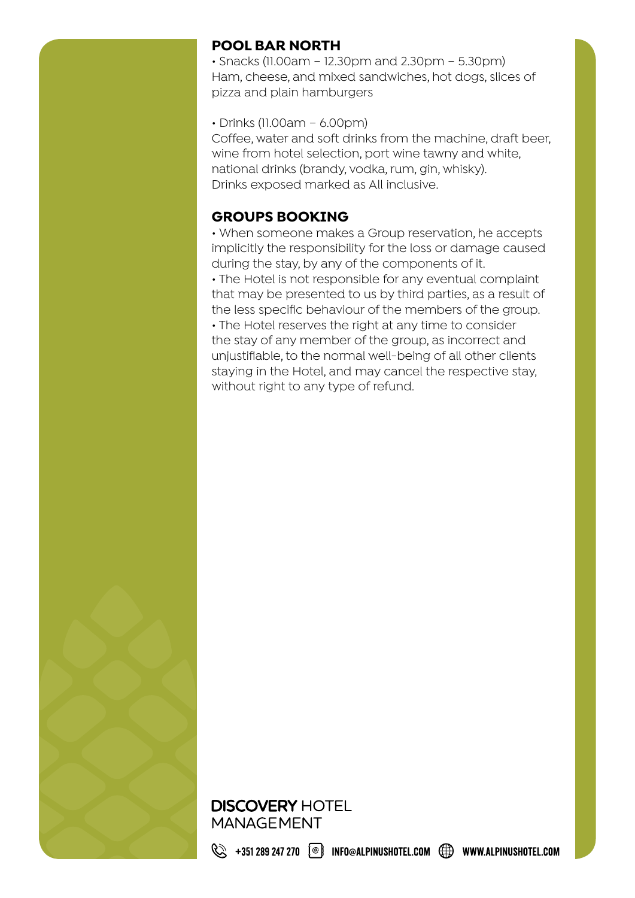## POOL BAR NORTH

- Snacks (11.00am – 12.30pm and 2.30pm – 5.30pm)
Ham, cheese, and mixed sandwiches, hot dogs, slices of pizza and plain hamburgers

- Drinks (11.00am – 6.00pm)
Coffee, water and soft drinks from the machine, draft beer, wine from hotel selection, port wine tawny and white, national drinks (brandy, vodka, rum, gin, whisky).
Drinks exposed marked as All inclusive.

## GROUPS BOOKING

- When someone makes a Group reservation, he accepts implicitly the responsibility for the loss or damage caused during the stay, by any of the components of it.
- The Hotel is not responsible for any eventual complaint that may be presented to us by third parties, as a result of the less specific behaviour of the members of the group.
- The Hotel reserves the right at any time to consider the stay of any member of the group, as incorrect and unjustifiable, to the normal well-being of all other clients staying in the Hotel, and may cancel the respective stay, without right to any type of refund.

**DISCOVERY** HOTEL MANAGEMENT

+351 289 247 270 INFO@ALPINUSHOTEL.COM WWW.ALPINUSHOTEL.COM